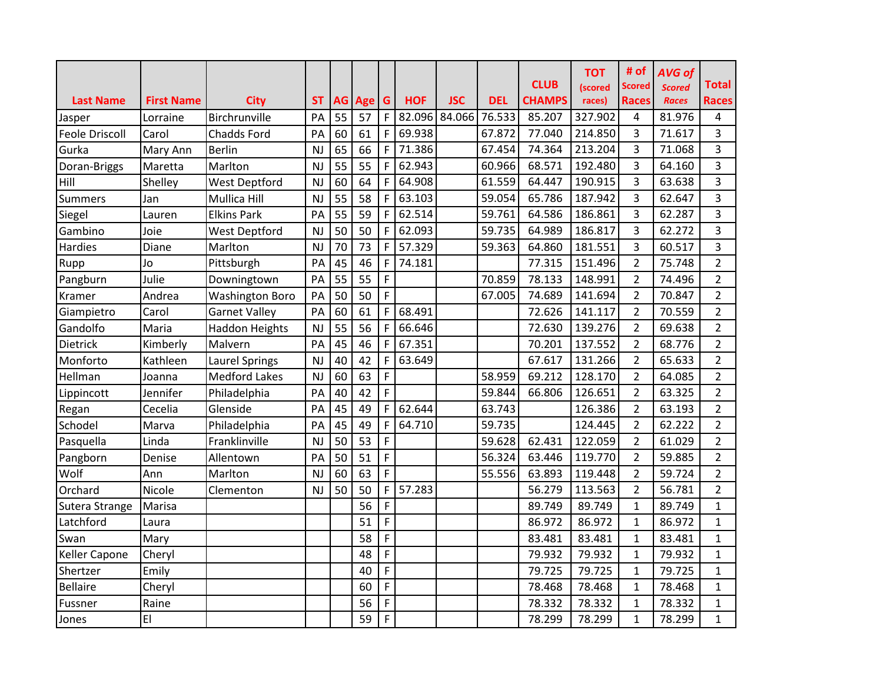| Last Name | First Name | City | ST | AG | Age | G | HOF | JSC | DEL | CLUB CHAMPS | TOT (scored races) | # of Scored Races | AVG of Scored Races | Total Races |
|---|---|---|---|---|---|---|---|---|---|---|---|---|---|---|
| Jasper | Lorraine | Birchrunville | PA | 55 | 57 | F | 82.096 | 84.066 | 76.533 | 85.207 | 327.902 | 4 | 81.976 | 4 |
| Feole Driscoll | Carol | Chadds Ford | PA | 60 | 61 | F | 69.938 | | 67.872 | 77.040 | 214.850 | 3 | 71.617 | 3 |
| Gurka | Mary Ann | Berlin | NJ | 65 | 66 | F | 71.386 | | 67.454 | 74.364 | 213.204 | 3 | 71.068 | 3 |
| Doran-Briggs | Maretta | Marlton | NJ | 55 | 55 | F | 62.943 | | 60.966 | 68.571 | 192.480 | 3 | 64.160 | 3 |
| Hill | Shelley | West Deptford | NJ | 60 | 64 | F | 64.908 | | 61.559 | 64.447 | 190.915 | 3 | 63.638 | 3 |
| Summers | Jan | Mullica Hill | NJ | 55 | 58 | F | 63.103 | | 59.054 | 65.786 | 187.942 | 3 | 62.647 | 3 |
| Siegel | Lauren | Elkins Park | PA | 55 | 59 | F | 62.514 | | 59.761 | 64.586 | 186.861 | 3 | 62.287 | 3 |
| Gambino | Joie | West Deptford | NJ | 50 | 50 | F | 62.093 | | 59.735 | 64.989 | 186.817 | 3 | 62.272 | 3 |
| Hardies | Diane | Marlton | NJ | 70 | 73 | F | 57.329 | | 59.363 | 64.860 | 181.551 | 3 | 60.517 | 3 |
| Rupp | Jo | Pittsburgh | PA | 45 | 46 | F | 74.181 | | | 77.315 | 151.496 | 2 | 75.748 | 2 |
| Pangburn | Julie | Downingtown | PA | 55 | 55 | F | | | 70.859 | 78.133 | 148.991 | 2 | 74.496 | 2 |
| Kramer | Andrea | Washington Boro | PA | 50 | 50 | F | | | 67.005 | 74.689 | 141.694 | 2 | 70.847 | 2 |
| Giampietro | Carol | Garnet Valley | PA | 60 | 61 | F | 68.491 | | | 72.626 | 141.117 | 2 | 70.559 | 2 |
| Gandolfo | Maria | Haddon Heights | NJ | 55 | 56 | F | 66.646 | | | 72.630 | 139.276 | 2 | 69.638 | 2 |
| Dietrick | Kimberly | Malvern | PA | 45 | 46 | F | 67.351 | | | 70.201 | 137.552 | 2 | 68.776 | 2 |
| Monforto | Kathleen | Laurel Springs | NJ | 40 | 42 | F | 63.649 | | | 67.617 | 131.266 | 2 | 65.633 | 2 |
| Hellman | Joanna | Medford Lakes | NJ | 60 | 63 | F | | | 58.959 | 69.212 | 128.170 | 2 | 64.085 | 2 |
| Lippincott | Jennifer | Philadelphia | PA | 40 | 42 | F | | | 59.844 | 66.806 | 126.651 | 2 | 63.325 | 2 |
| Regan | Cecelia | Glenside | PA | 45 | 49 | F | 62.644 | | 63.743 | | 126.386 | 2 | 63.193 | 2 |
| Schodel | Marva | Philadelphia | PA | 45 | 49 | F | 64.710 | | 59.735 | | 124.445 | 2 | 62.222 | 2 |
| Pasquella | Linda | Franklinville | NJ | 50 | 53 | F | | | 59.628 | 62.431 | 122.059 | 2 | 61.029 | 2 |
| Pangborn | Denise | Allentown | PA | 50 | 51 | F | | | 56.324 | 63.446 | 119.770 | 2 | 59.885 | 2 |
| Wolf | Ann | Marlton | NJ | 60 | 63 | F | | | 55.556 | 63.893 | 119.448 | 2 | 59.724 | 2 |
| Orchard | Nicole | Clementon | NJ | 50 | 50 | F | 57.283 | | | 56.279 | 113.563 | 2 | 56.781 | 2 |
| Sutera Strange | Marisa | | | | 56 | F | | | | 89.749 | 89.749 | 1 | 89.749 | 1 |
| Latchford | Laura | | | | 51 | F | | | | 86.972 | 86.972 | 1 | 86.972 | 1 |
| Swan | Mary | | | | 58 | F | | | | 83.481 | 83.481 | 1 | 83.481 | 1 |
| Keller Capone | Cheryl | | | | 48 | F | | | | 79.932 | 79.932 | 1 | 79.932 | 1 |
| Shertzer | Emily | | | | 40 | F | | | | 79.725 | 79.725 | 1 | 79.725 | 1 |
| Bellaire | Cheryl | | | | 60 | F | | | | 78.468 | 78.468 | 1 | 78.468 | 1 |
| Fussner | Raine | | | | 56 | F | | | | 78.332 | 78.332 | 1 | 78.332 | 1 |
| Jones | El | | | | 59 | F | | | | 78.299 | 78.299 | 1 | 78.299 | 1 |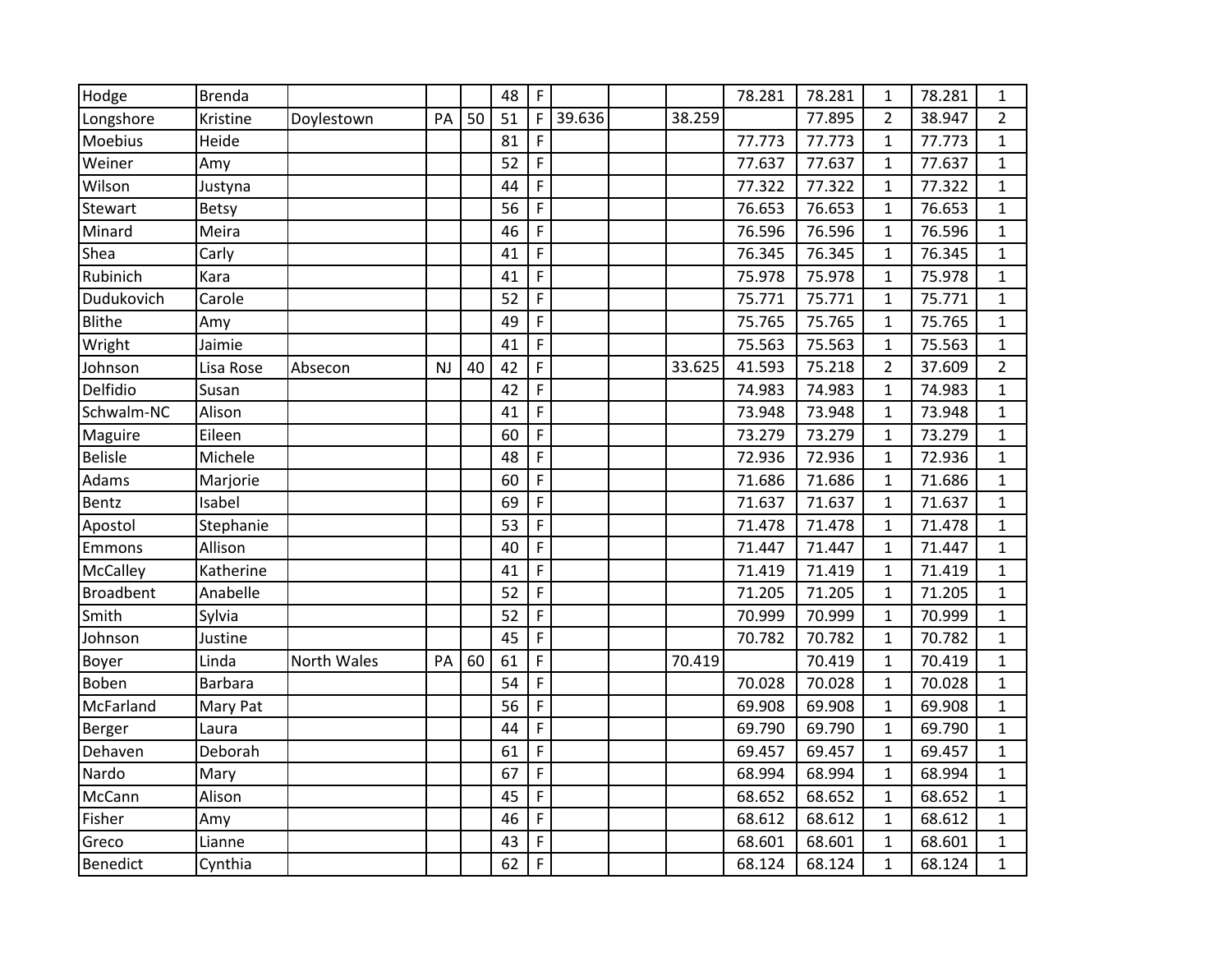| | | | | | | | | | | | | | | |
|---|---|---|---|---|---|---|---|---|---|---|---|---|---|---|
| Hodge | Brenda | | | | 48 | F | | | | 78.281 | 78.281 | 1 | 78.281 | 1 |
| Longshore | Kristine | Doylestown | PA | 50 | 51 | F | 39.636 | | 38.259 | | 77.895 | 2 | 38.947 | 2 |
| Moebius | Heide | | | | 81 | F | | | | 77.773 | 77.773 | 1 | 77.773 | 1 |
| Weiner | Amy | | | | 52 | F | | | | 77.637 | 77.637 | 1 | 77.637 | 1 |
| Wilson | Justyna | | | | 44 | F | | | | 77.322 | 77.322 | 1 | 77.322 | 1 |
| Stewart | Betsy | | | | 56 | F | | | | 76.653 | 76.653 | 1 | 76.653 | 1 |
| Minard | Meira | | | | 46 | F | | | | 76.596 | 76.596 | 1 | 76.596 | 1 |
| Shea | Carly | | | | 41 | F | | | | 76.345 | 76.345 | 1 | 76.345 | 1 |
| Rubinich | Kara | | | | 41 | F | | | | 75.978 | 75.978 | 1 | 75.978 | 1 |
| Dudukovich | Carole | | | | 52 | F | | | | 75.771 | 75.771 | 1 | 75.771 | 1 |
| Blithe | Amy | | | | 49 | F | | | | 75.765 | 75.765 | 1 | 75.765 | 1 |
| Wright | Jaimie | | | | 41 | F | | | | 75.563 | 75.563 | 1 | 75.563 | 1 |
| Johnson | Lisa Rose | Absecon | NJ | 40 | 42 | F | | | 33.625 | 41.593 | 75.218 | 2 | 37.609 | 2 |
| Delfidio | Susan | | | | 42 | F | | | | 74.983 | 74.983 | 1 | 74.983 | 1 |
| Schwalm-NC | Alison | | | | 41 | F | | | | 73.948 | 73.948 | 1 | 73.948 | 1 |
| Maguire | Eileen | | | | 60 | F | | | | 73.279 | 73.279 | 1 | 73.279 | 1 |
| Belisle | Michele | | | | 48 | F | | | | 72.936 | 72.936 | 1 | 72.936 | 1 |
| Adams | Marjorie | | | | 60 | F | | | | 71.686 | 71.686 | 1 | 71.686 | 1 |
| Bentz | Isabel | | | | 69 | F | | | | 71.637 | 71.637 | 1 | 71.637 | 1 |
| Apostol | Stephanie | | | | 53 | F | | | | 71.478 | 71.478 | 1 | 71.478 | 1 |
| Emmons | Allison | | | | 40 | F | | | | 71.447 | 71.447 | 1 | 71.447 | 1 |
| McCalley | Katherine | | | | 41 | F | | | | 71.419 | 71.419 | 1 | 71.419 | 1 |
| Broadbent | Anabelle | | | | 52 | F | | | | 71.205 | 71.205 | 1 | 71.205 | 1 |
| Smith | Sylvia | | | | 52 | F | | | | 70.999 | 70.999 | 1 | 70.999 | 1 |
| Johnson | Justine | | | | 45 | F | | | | 70.782 | 70.782 | 1 | 70.782 | 1 |
| Boyer | Linda | North Wales | PA | 60 | 61 | F | | | 70.419 | | 70.419 | 1 | 70.419 | 1 |
| Boben | Barbara | | | | 54 | F | | | | 70.028 | 70.028 | 1 | 70.028 | 1 |
| McFarland | Mary Pat | | | | 56 | F | | | | 69.908 | 69.908 | 1 | 69.908 | 1 |
| Berger | Laura | | | | 44 | F | | | | 69.790 | 69.790 | 1 | 69.790 | 1 |
| Dehaven | Deborah | | | | 61 | F | | | | 69.457 | 69.457 | 1 | 69.457 | 1 |
| Nardo | Mary | | | | 67 | F | | | | 68.994 | 68.994 | 1 | 68.994 | 1 |
| McCann | Alison | | | | 45 | F | | | | 68.652 | 68.652 | 1 | 68.652 | 1 |
| Fisher | Amy | | | | 46 | F | | | | 68.612 | 68.612 | 1 | 68.612 | 1 |
| Greco | Lianne | | | | 43 | F | | | | 68.601 | 68.601 | 1 | 68.601 | 1 |
| Benedict | Cynthia | | | | 62 | F | | | | 68.124 | 68.124 | 1 | 68.124 | 1 |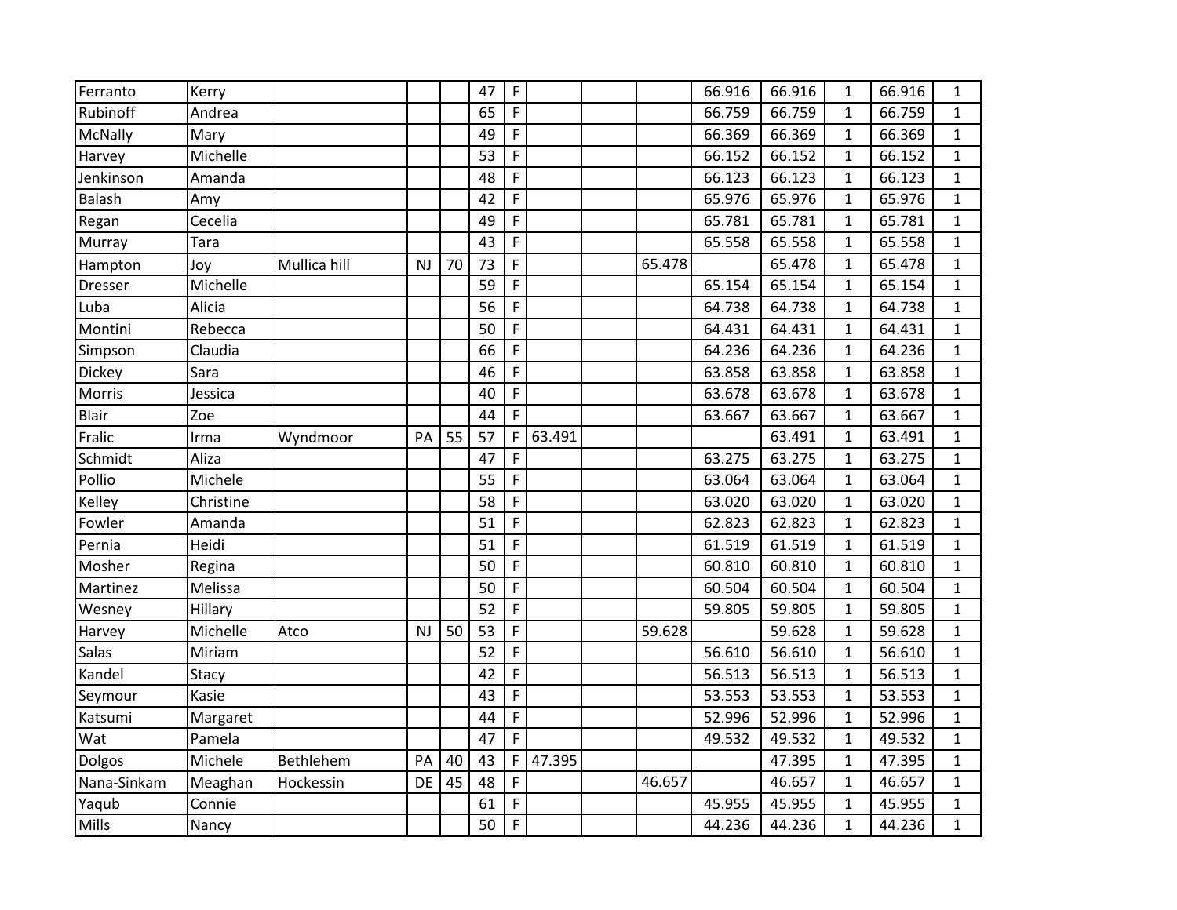| | | | | | | | | | | | | | | |
|---|---|---|---|---|---|---|---|---|---|---|---|---|---|---|
| Ferranto | Kerry | | | | 47 | F | | | | 66.916 | 66.916 | 1 | 66.916 | 1 |
| Rubinoff | Andrea | | | | 65 | F | | | | 66.759 | 66.759 | 1 | 66.759 | 1 |
| McNally | Mary | | | | 49 | F | | | | 66.369 | 66.369 | 1 | 66.369 | 1 |
| Harvey | Michelle | | | | 53 | F | | | | 66.152 | 66.152 | 1 | 66.152 | 1 |
| Jenkinson | Amanda | | | | 48 | F | | | | 66.123 | 66.123 | 1 | 66.123 | 1 |
| Balash | Amy | | | | 42 | F | | | | 65.976 | 65.976 | 1 | 65.976 | 1 |
| Regan | Cecelia | | | | 49 | F | | | | 65.781 | 65.781 | 1 | 65.781 | 1 |
| Murray | Tara | | | | 43 | F | | | | 65.558 | 65.558 | 1 | 65.558 | 1 |
| Hampton | Joy | Mullica hill | NJ | 70 | 73 | F | | | 65.478 | | 65.478 | 1 | 65.478 | 1 |
| Dresser | Michelle | | | | 59 | F | | | | 65.154 | 65.154 | 1 | 65.154 | 1 |
| Luba | Alicia | | | | 56 | F | | | | 64.738 | 64.738 | 1 | 64.738 | 1 |
| Montini | Rebecca | | | | 50 | F | | | | 64.431 | 64.431 | 1 | 64.431 | 1 |
| Simpson | Claudia | | | | 66 | F | | | | 64.236 | 64.236 | 1 | 64.236 | 1 |
| Dickey | Sara | | | | 46 | F | | | | 63.858 | 63.858 | 1 | 63.858 | 1 |
| Morris | Jessica | | | | 40 | F | | | | 63.678 | 63.678 | 1 | 63.678 | 1 |
| Blair | Zoe | | | | 44 | F | | | | 63.667 | 63.667 | 1 | 63.667 | 1 |
| Fralic | Irma | Wyndmoor | PA | 55 | 57 | F | 63.491 | | | | 63.491 | 1 | 63.491 | 1 |
| Schmidt | Aliza | | | | 47 | F | | | | 63.275 | 63.275 | 1 | 63.275 | 1 |
| Pollio | Michele | | | | 55 | F | | | | 63.064 | 63.064 | 1 | 63.064 | 1 |
| Kelley | Christine | | | | 58 | F | | | | 63.020 | 63.020 | 1 | 63.020 | 1 |
| Fowler | Amanda | | | | 51 | F | | | | 62.823 | 62.823 | 1 | 62.823 | 1 |
| Pernia | Heidi | | | | 51 | F | | | | 61.519 | 61.519 | 1 | 61.519 | 1 |
| Mosher | Regina | | | | 50 | F | | | | 60.810 | 60.810 | 1 | 60.810 | 1 |
| Martinez | Melissa | | | | 50 | F | | | | 60.504 | 60.504 | 1 | 60.504 | 1 |
| Wesney | Hillary | | | | 52 | F | | | | 59.805 | 59.805 | 1 | 59.805 | 1 |
| Harvey | Michelle | Atco | NJ | 50 | 53 | F | | | 59.628 | | 59.628 | 1 | 59.628 | 1 |
| Salas | Miriam | | | | 52 | F | | | | 56.610 | 56.610 | 1 | 56.610 | 1 |
| Kandel | Stacy | | | | 42 | F | | | | 56.513 | 56.513 | 1 | 56.513 | 1 |
| Seymour | Kasie | | | | 43 | F | | | | 53.553 | 53.553 | 1 | 53.553 | 1 |
| Katsumi | Margaret | | | | 44 | F | | | | 52.996 | 52.996 | 1 | 52.996 | 1 |
| Wat | Pamela | | | | 47 | F | | | | 49.532 | 49.532 | 1 | 49.532 | 1 |
| Dolgos | Michele | Bethlehem | PA | 40 | 43 | F | 47.395 | | | | 47.395 | 1 | 47.395 | 1 |
| Nana-Sinkam | Meaghan | Hockessin | DE | 45 | 48 | F | | | 46.657 | | 46.657 | 1 | 46.657 | 1 |
| Yaqub | Connie | | | | 61 | F | | | | 45.955 | 45.955 | 1 | 45.955 | 1 |
| Mills | Nancy | | | | 50 | F | | | | 44.236 | 44.236 | 1 | 44.236 | 1 |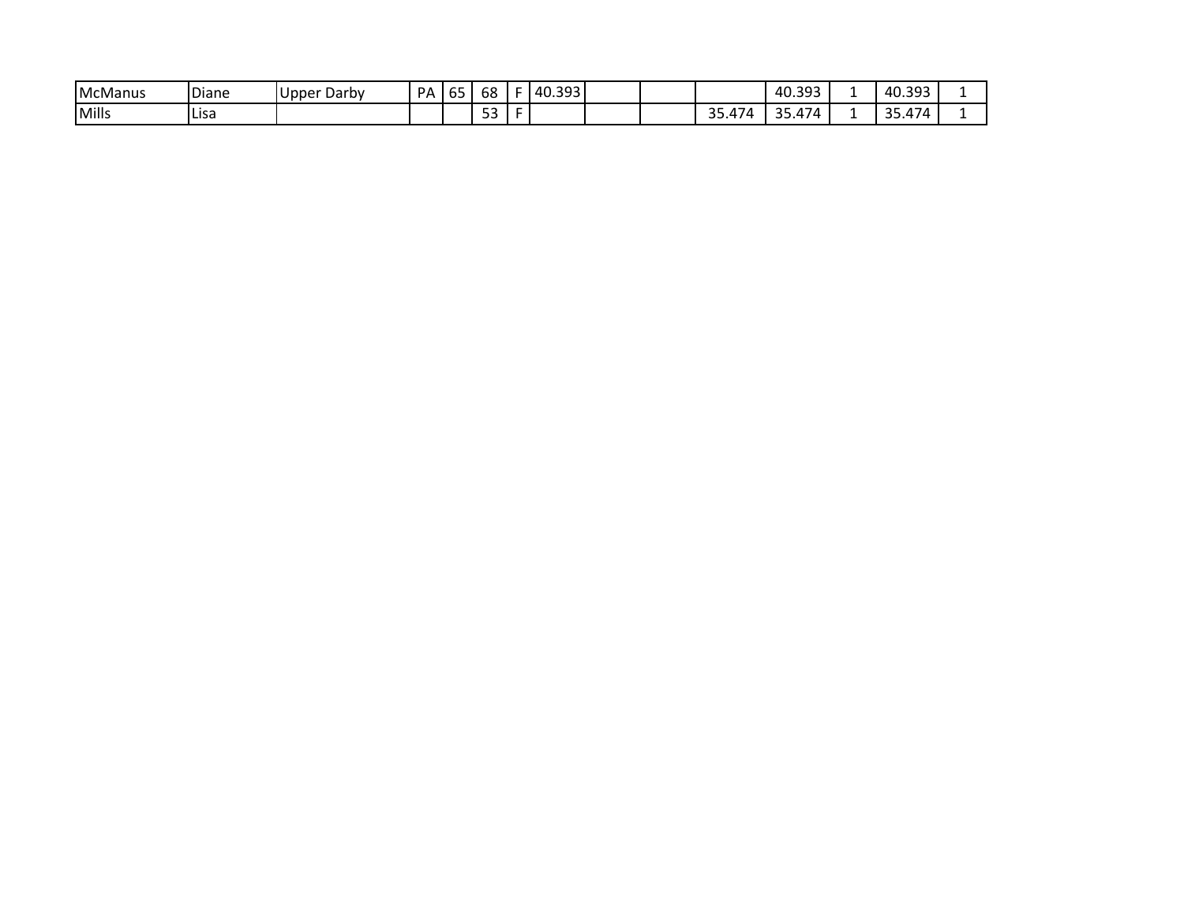| | | | | | | | | | | | | | | |
|---|---|---|---|---|---|---|---|---|---|---|---|---|---|---|
| McManus | Diane | Upper Darby | PA | 65 | 68 | F | 40.393 | | | | 40.393 | 1 | 40.393 | 1 |
| Mills | Lisa | | | | 53 | F | | | | 35.474 | 35.474 | 1 | 35.474 | 1 |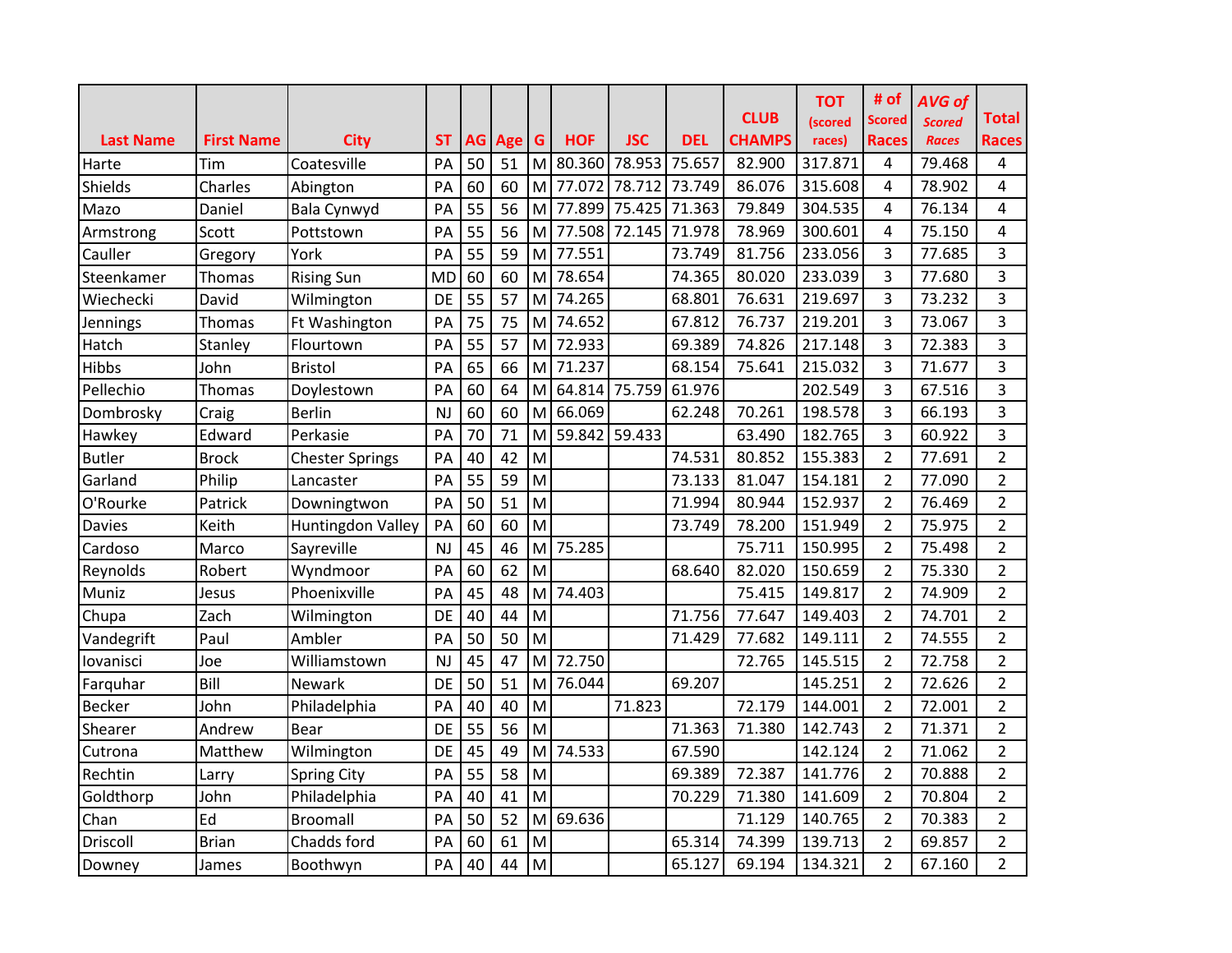| Last Name | First Name | City | ST | AG | Age | G | HOF | JSC | DEL | CLUB CHAMPS | TOT (scored races) | # of Scored Races | AVG of Scored Races | Total Races |
|---|---|---|---|---|---|---|---|---|---|---|---|---|---|---|
| Harte | Tim | Coatesville | PA | 50 | 51 | M | 80.360 | 78.953 | 75.657 | 82.900 | 317.871 | 4 | 79.468 | 4 |
| Shields | Charles | Abington | PA | 60 | 60 | M | 77.072 | 78.712 | 73.749 | 86.076 | 315.608 | 4 | 78.902 | 4 |
| Mazo | Daniel | Bala Cynwyd | PA | 55 | 56 | M | 77.899 | 75.425 | 71.363 | 79.849 | 304.535 | 4 | 76.134 | 4 |
| Armstrong | Scott | Pottstown | PA | 55 | 56 | M | 77.508 | 72.145 | 71.978 | 78.969 | 300.601 | 4 | 75.150 | 4 |
| Cauller | Gregory | York | PA | 55 | 59 | M | 77.551 | | 73.749 | 81.756 | 233.056 | 3 | 77.685 | 3 |
| Steenkamer | Thomas | Rising Sun | MD | 60 | 60 | M | 78.654 | | 74.365 | 80.020 | 233.039 | 3 | 77.680 | 3 |
| Wiechecki | David | Wilmington | DE | 55 | 57 | M | 74.265 | | 68.801 | 76.631 | 219.697 | 3 | 73.232 | 3 |
| Jennings | Thomas | Ft Washington | PA | 75 | 75 | M | 74.652 | | 67.812 | 76.737 | 219.201 | 3 | 73.067 | 3 |
| Hatch | Stanley | Flourtown | PA | 55 | 57 | M | 72.933 | | 69.389 | 74.826 | 217.148 | 3 | 72.383 | 3 |
| Hibbs | John | Bristol | PA | 65 | 66 | M | 71.237 | | 68.154 | 75.641 | 215.032 | 3 | 71.677 | 3 |
| Pellechio | Thomas | Doylestown | PA | 60 | 64 | M | 64.814 | 75.759 | 61.976 | | 202.549 | 3 | 67.516 | 3 |
| Dombrosky | Craig | Berlin | NJ | 60 | 60 | M | 66.069 | | 62.248 | 70.261 | 198.578 | 3 | 66.193 | 3 |
| Hawkey | Edward | Perkasie | PA | 70 | 71 | M | 59.842 | 59.433 | | 63.490 | 182.765 | 3 | 60.922 | 3 |
| Butler | Brock | Chester Springs | PA | 40 | 42 | M | | | 74.531 | 80.852 | 155.383 | 2 | 77.691 | 2 |
| Garland | Philip | Lancaster | PA | 55 | 59 | M | | | 73.133 | 81.047 | 154.181 | 2 | 77.090 | 2 |
| O'Rourke | Patrick | Downingtwon | PA | 50 | 51 | M | | | 71.994 | 80.944 | 152.937 | 2 | 76.469 | 2 |
| Davies | Keith | Huntingdon Valley | PA | 60 | 60 | M | | | 73.749 | 78.200 | 151.949 | 2 | 75.975 | 2 |
| Cardoso | Marco | Sayreville | NJ | 45 | 46 | M | 75.285 | | | 75.711 | 150.995 | 2 | 75.498 | 2 |
| Reynolds | Robert | Wyndmoor | PA | 60 | 62 | M | | | 68.640 | 82.020 | 150.659 | 2 | 75.330 | 2 |
| Muniz | Jesus | Phoenixville | PA | 45 | 48 | M | 74.403 | | | 75.415 | 149.817 | 2 | 74.909 | 2 |
| Chupa | Zach | Wilmington | DE | 40 | 44 | M | | | 71.756 | 77.647 | 149.403 | 2 | 74.701 | 2 |
| Vandegrift | Paul | Ambler | PA | 50 | 50 | M | | | 71.429 | 77.682 | 149.111 | 2 | 74.555 | 2 |
| Iovanisci | Joe | Williamstown | NJ | 45 | 47 | M | 72.750 | | | 72.765 | 145.515 | 2 | 72.758 | 2 |
| Farquhar | Bill | Newark | DE | 50 | 51 | M | 76.044 | | 69.207 | | 145.251 | 2 | 72.626 | 2 |
| Becker | John | Philadelphia | PA | 40 | 40 | M | | 71.823 | | 72.179 | 144.001 | 2 | 72.001 | 2 |
| Shearer | Andrew | Bear | DE | 55 | 56 | M | | | 71.363 | 71.380 | 142.743 | 2 | 71.371 | 2 |
| Cutrona | Matthew | Wilmington | DE | 45 | 49 | M | 74.533 | | 67.590 | | 142.124 | 2 | 71.062 | 2 |
| Rechtin | Larry | Spring City | PA | 55 | 58 | M | | | 69.389 | 72.387 | 141.776 | 2 | 70.888 | 2 |
| Goldthorp | John | Philadelphia | PA | 40 | 41 | M | | | 70.229 | 71.380 | 141.609 | 2 | 70.804 | 2 |
| Chan | Ed | Broomall | PA | 50 | 52 | M | 69.636 | | | 71.129 | 140.765 | 2 | 70.383 | 2 |
| Driscoll | Brian | Chadds ford | PA | 60 | 61 | M | | | 65.314 | 74.399 | 139.713 | 2 | 69.857 | 2 |
| Downey | James | Boothwyn | PA | 40 | 44 | M | | | 65.127 | 69.194 | 134.321 | 2 | 67.160 | 2 |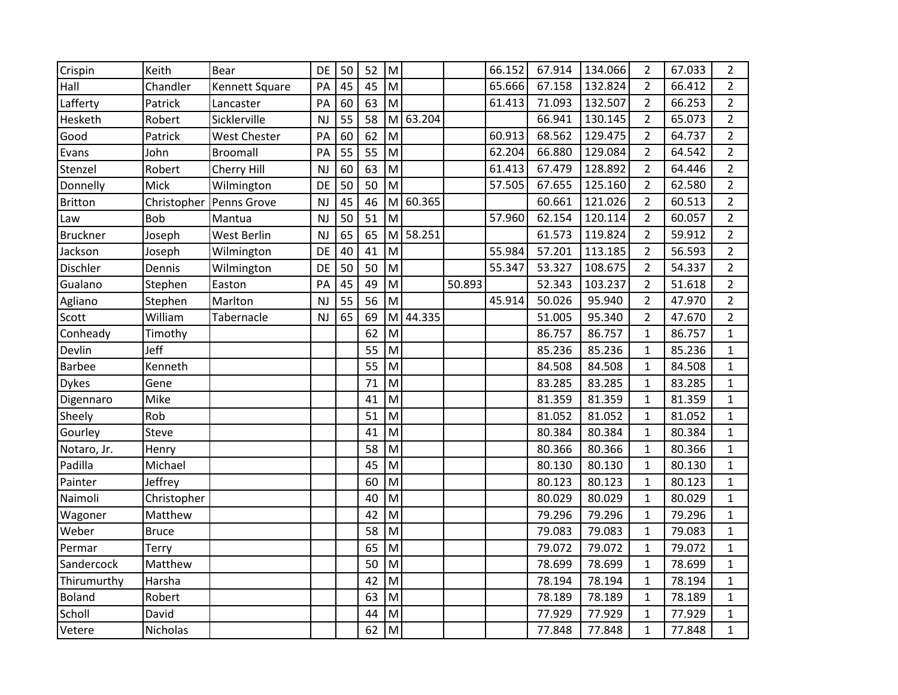| | | | | | | | | | | | | | | |
|---|---|---|---|---|---|---|---|---|---|---|---|---|---|---|
| Crispin | Keith | Bear | DE | 50 | 52 | M | | | 66.152 | 67.914 | 134.066 | 2 | 67.033 | 2 |
| Hall | Chandler | Kennett Square | PA | 45 | 45 | M | | | 65.666 | 67.158 | 132.824 | 2 | 66.412 | 2 |
| Lafferty | Patrick | Lancaster | PA | 60 | 63 | M | | | 61.413 | 71.093 | 132.507 | 2 | 66.253 | 2 |
| Hesketh | Robert | Sicklerville | NJ | 55 | 58 | M | 63.204 | | | 66.941 | 130.145 | 2 | 65.073 | 2 |
| Good | Patrick | West Chester | PA | 60 | 62 | M | | | 60.913 | 68.562 | 129.475 | 2 | 64.737 | 2 |
| Evans | John | Broomall | PA | 55 | 55 | M | | | 62.204 | 66.880 | 129.084 | 2 | 64.542 | 2 |
| Stenzel | Robert | Cherry Hill | NJ | 60 | 63 | M | | | 61.413 | 67.479 | 128.892 | 2 | 64.446 | 2 |
| Donnelly | Mick | Wilmington | DE | 50 | 50 | M | | | 57.505 | 67.655 | 125.160 | 2 | 62.580 | 2 |
| Britton | Christopher | Penns Grove | NJ | 45 | 46 | M | 60.365 | | | 60.661 | 121.026 | 2 | 60.513 | 2 |
| Law | Bob | Mantua | NJ | 50 | 51 | M | | | 57.960 | 62.154 | 120.114 | 2 | 60.057 | 2 |
| Bruckner | Joseph | West Berlin | NJ | 65 | 65 | M | 58.251 | | | 61.573 | 119.824 | 2 | 59.912 | 2 |
| Jackson | Joseph | Wilmington | DE | 40 | 41 | M | | | 55.984 | 57.201 | 113.185 | 2 | 56.593 | 2 |
| Dischler | Dennis | Wilmington | DE | 50 | 50 | M | | | 55.347 | 53.327 | 108.675 | 2 | 54.337 | 2 |
| Gualano | Stephen | Easton | PA | 45 | 49 | M | | 50.893 | | 52.343 | 103.237 | 2 | 51.618 | 2 |
| Agliano | Stephen | Marlton | NJ | 55 | 56 | M | | | 45.914 | 50.026 | 95.940 | 2 | 47.970 | 2 |
| Scott | William | Tabernacle | NJ | 65 | 69 | M | 44.335 | | | 51.005 | 95.340 | 2 | 47.670 | 2 |
| Conheady | Timothy | | | | 62 | M | | | | 86.757 | 86.757 | 1 | 86.757 | 1 |
| Devlin | Jeff | | | | 55 | M | | | | 85.236 | 85.236 | 1 | 85.236 | 1 |
| Barbee | Kenneth | | | | 55 | M | | | | 84.508 | 84.508 | 1 | 84.508 | 1 |
| Dykes | Gene | | | | 71 | M | | | | 83.285 | 83.285 | 1 | 83.285 | 1 |
| Digennaro | Mike | | | | 41 | M | | | | 81.359 | 81.359 | 1 | 81.359 | 1 |
| Sheely | Rob | | | | 51 | M | | | | 81.052 | 81.052 | 1 | 81.052 | 1 |
| Gourley | Steve | | | | 41 | M | | | | 80.384 | 80.384 | 1 | 80.384 | 1 |
| Notaro, Jr. | Henry | | | | 58 | M | | | | 80.366 | 80.366 | 1 | 80.366 | 1 |
| Padilla | Michael | | | | 45 | M | | | | 80.130 | 80.130 | 1 | 80.130 | 1 |
| Painter | Jeffrey | | | | 60 | M | | | | 80.123 | 80.123 | 1 | 80.123 | 1 |
| Naimoli | Christopher | | | | 40 | M | | | | 80.029 | 80.029 | 1 | 80.029 | 1 |
| Wagoner | Matthew | | | | 42 | M | | | | 79.296 | 79.296 | 1 | 79.296 | 1 |
| Weber | Bruce | | | | 58 | M | | | | 79.083 | 79.083 | 1 | 79.083 | 1 |
| Permar | Terry | | | | 65 | M | | | | 79.072 | 79.072 | 1 | 79.072 | 1 |
| Sandercock | Matthew | | | | 50 | M | | | | 78.699 | 78.699 | 1 | 78.699 | 1 |
| Thirumurthy | Harsha | | | | 42 | M | | | | 78.194 | 78.194 | 1 | 78.194 | 1 |
| Boland | Robert | | | | 63 | M | | | | 78.189 | 78.189 | 1 | 78.189 | 1 |
| Scholl | David | | | | 44 | M | | | | 77.929 | 77.929 | 1 | 77.929 | 1 |
| Vetere | Nicholas | | | | 62 | M | | | | 77.848 | 77.848 | 1 | 77.848 | 1 |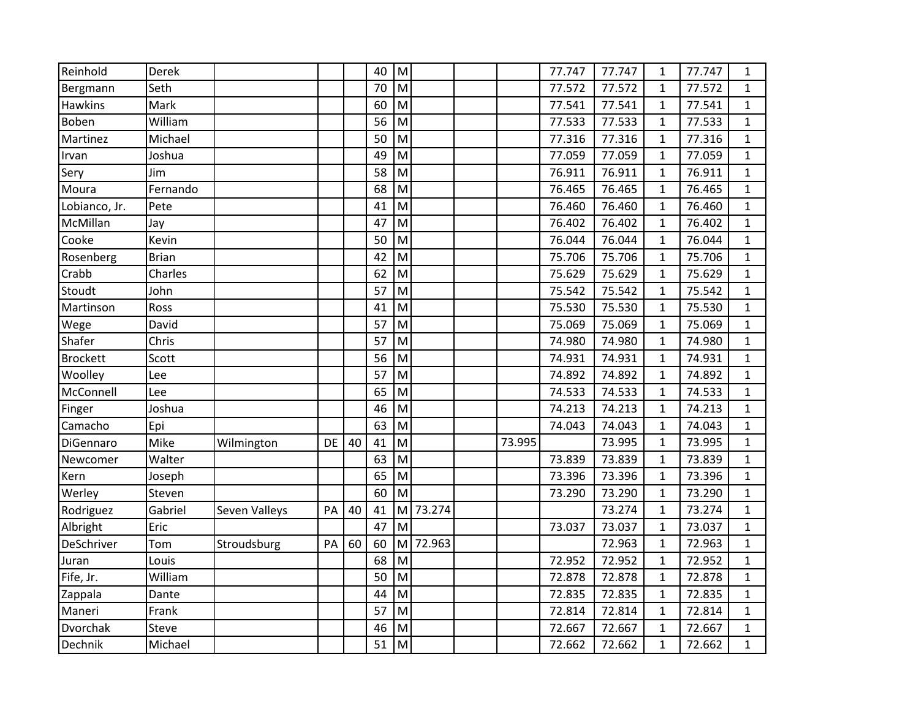| | | | | | | | | | | | | | | |
|---|---|---|---|---|---|---|---|---|---|---|---|---|---|---|
| Reinhold | Derek | | | | 40 | M | | | | 77.747 | 77.747 | 1 | 77.747 | 1 |
| Bergmann | Seth | | | | 70 | M | | | | 77.572 | 77.572 | 1 | 77.572 | 1 |
| Hawkins | Mark | | | | 60 | M | | | | 77.541 | 77.541 | 1 | 77.541 | 1 |
| Boben | William | | | | 56 | M | | | | 77.533 | 77.533 | 1 | 77.533 | 1 |
| Martinez | Michael | | | | 50 | M | | | | 77.316 | 77.316 | 1 | 77.316 | 1 |
| Irvan | Joshua | | | | 49 | M | | | | 77.059 | 77.059 | 1 | 77.059 | 1 |
| Sery | Jim | | | | 58 | M | | | | 76.911 | 76.911 | 1 | 76.911 | 1 |
| Moura | Fernando | | | | 68 | M | | | | 76.465 | 76.465 | 1 | 76.465 | 1 |
| Lobianco, Jr. | Pete | | | | 41 | M | | | | 76.460 | 76.460 | 1 | 76.460 | 1 |
| McMillan | Jay | | | | 47 | M | | | | 76.402 | 76.402 | 1 | 76.402 | 1 |
| Cooke | Kevin | | | | 50 | M | | | | 76.044 | 76.044 | 1 | 76.044 | 1 |
| Rosenberg | Brian | | | | 42 | M | | | | 75.706 | 75.706 | 1 | 75.706 | 1 |
| Crabb | Charles | | | | 62 | M | | | | 75.629 | 75.629 | 1 | 75.629 | 1 |
| Stoudt | John | | | | 57 | M | | | | 75.542 | 75.542 | 1 | 75.542 | 1 |
| Martinson | Ross | | | | 41 | M | | | | 75.530 | 75.530 | 1 | 75.530 | 1 |
| Wege | David | | | | 57 | M | | | | 75.069 | 75.069 | 1 | 75.069 | 1 |
| Shafer | Chris | | | | 57 | M | | | | 74.980 | 74.980 | 1 | 74.980 | 1 |
| Brockett | Scott | | | | 56 | M | | | | 74.931 | 74.931 | 1 | 74.931 | 1 |
| Woolley | Lee | | | | 57 | M | | | | 74.892 | 74.892 | 1 | 74.892 | 1 |
| McConnell | Lee | | | | 65 | M | | | | 74.533 | 74.533 | 1 | 74.533 | 1 |
| Finger | Joshua | | | | 46 | M | | | | 74.213 | 74.213 | 1 | 74.213 | 1 |
| Camacho | Epi | | | | 63 | M | | | | 74.043 | 74.043 | 1 | 74.043 | 1 |
| DiGennaro | Mike | Wilmington | DE | 40 | 41 | M | | | 73.995 | | 73.995 | 1 | 73.995 | 1 |
| Newcomer | Walter | | | | 63 | M | | | | 73.839 | 73.839 | 1 | 73.839 | 1 |
| Kern | Joseph | | | | 65 | M | | | | 73.396 | 73.396 | 1 | 73.396 | 1 |
| Werley | Steven | | | | 60 | M | | | | 73.290 | 73.290 | 1 | 73.290 | 1 |
| Rodriguez | Gabriel | Seven Valleys | PA | 40 | 41 | M | 73.274 | | | | 73.274 | 1 | 73.274 | 1 |
| Albright | Eric | | | | 47 | M | | | | 73.037 | 73.037 | 1 | 73.037 | 1 |
| DeSchriver | Tom | Stroudsburg | PA | 60 | 60 | M | 72.963 | | | | 72.963 | 1 | 72.963 | 1 |
| Juran | Louis | | | | 68 | M | | | | 72.952 | 72.952 | 1 | 72.952 | 1 |
| Fife, Jr. | William | | | | 50 | M | | | | 72.878 | 72.878 | 1 | 72.878 | 1 |
| Zappala | Dante | | | | 44 | M | | | | 72.835 | 72.835 | 1 | 72.835 | 1 |
| Maneri | Frank | | | | 57 | M | | | | 72.814 | 72.814 | 1 | 72.814 | 1 |
| Dvorchak | Steve | | | | 46 | M | | | | 72.667 | 72.667 | 1 | 72.667 | 1 |
| Dechnik | Michael | | | | 51 | M | | | | 72.662 | 72.662 | 1 | 72.662 | 1 |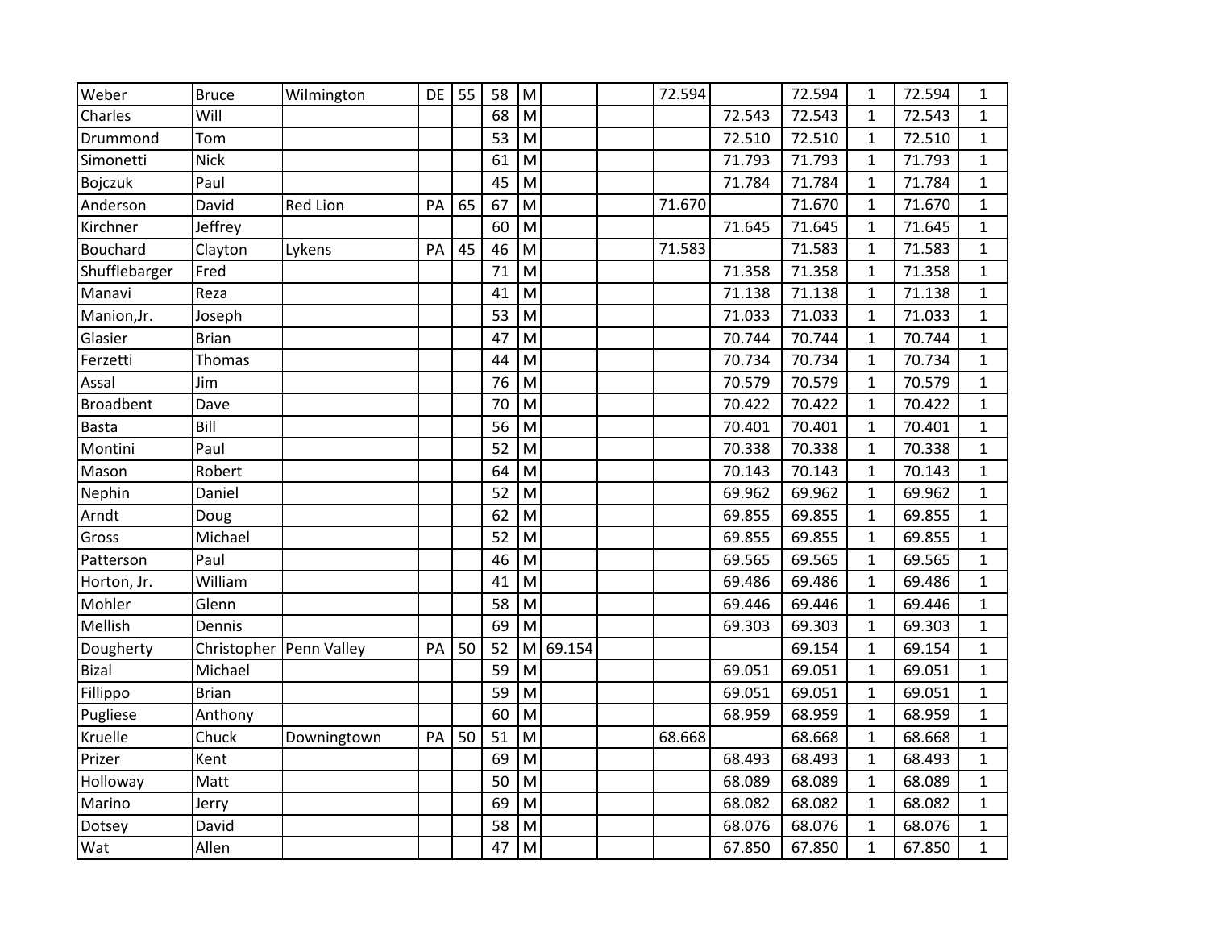| | | | | | | | | | | | | | | |
|---|---|---|---|---|---|---|---|---|---|---|---|---|---|---|
| Weber | Bruce | Wilmington | DE | 55 | 58 | M | | | 72.594 | | 72.594 | 1 | 72.594 | 1 |
| Charles | Will | | | | 68 | M | | | | 72.543 | 72.543 | 1 | 72.543 | 1 |
| Drummond | Tom | | | | 53 | M | | | | 72.510 | 72.510 | 1 | 72.510 | 1 |
| Simonetti | Nick | | | | 61 | M | | | | 71.793 | 71.793 | 1 | 71.793 | 1 |
| Bojczuk | Paul | | | | 45 | M | | | | 71.784 | 71.784 | 1 | 71.784 | 1 |
| Anderson | David | Red Lion | PA | 65 | 67 | M | | | 71.670 | | 71.670 | 1 | 71.670 | 1 |
| Kirchner | Jeffrey | | | | 60 | M | | | | 71.645 | 71.645 | 1 | 71.645 | 1 |
| Bouchard | Clayton | Lykens | PA | 45 | 46 | M | | | 71.583 | | 71.583 | 1 | 71.583 | 1 |
| Shufflebarger | Fred | | | | 71 | M | | | | 71.358 | 71.358 | 1 | 71.358 | 1 |
| Manavi | Reza | | | | 41 | M | | | | 71.138 | 71.138 | 1 | 71.138 | 1 |
| Manion,Jr. | Joseph | | | | 53 | M | | | | 71.033 | 71.033 | 1 | 71.033 | 1 |
| Glasier | Brian | | | | 47 | M | | | | 70.744 | 70.744 | 1 | 70.744 | 1 |
| Ferzetti | Thomas | | | | 44 | M | | | | 70.734 | 70.734 | 1 | 70.734 | 1 |
| Assal | Jim | | | | 76 | M | | | | 70.579 | 70.579 | 1 | 70.579 | 1 |
| Broadbent | Dave | | | | 70 | M | | | | 70.422 | 70.422 | 1 | 70.422 | 1 |
| Basta | Bill | | | | 56 | M | | | | 70.401 | 70.401 | 1 | 70.401 | 1 |
| Montini | Paul | | | | 52 | M | | | | 70.338 | 70.338 | 1 | 70.338 | 1 |
| Mason | Robert | | | | 64 | M | | | | 70.143 | 70.143 | 1 | 70.143 | 1 |
| Nephin | Daniel | | | | 52 | M | | | | 69.962 | 69.962 | 1 | 69.962 | 1 |
| Arndt | Doug | | | | 62 | M | | | | 69.855 | 69.855 | 1 | 69.855 | 1 |
| Gross | Michael | | | | 52 | M | | | | 69.855 | 69.855 | 1 | 69.855 | 1 |
| Patterson | Paul | | | | 46 | M | | | | 69.565 | 69.565 | 1 | 69.565 | 1 |
| Horton, Jr. | William | | | | 41 | M | | | | 69.486 | 69.486 | 1 | 69.486 | 1 |
| Mohler | Glenn | | | | 58 | M | | | | 69.446 | 69.446 | 1 | 69.446 | 1 |
| Mellish | Dennis | | | | 69 | M | | | | 69.303 | 69.303 | 1 | 69.303 | 1 |
| Dougherty | Christopher | Penn Valley | PA | 50 | 52 | M | 69.154 | | | | 69.154 | 1 | 69.154 | 1 |
| Bizal | Michael | | | | 59 | M | | | | 69.051 | 69.051 | 1 | 69.051 | 1 |
| Fillippo | Brian | | | | 59 | M | | | | 69.051 | 69.051 | 1 | 69.051 | 1 |
| Pugliese | Anthony | | | | 60 | M | | | | 68.959 | 68.959 | 1 | 68.959 | 1 |
| Kruelle | Chuck | Downingtown | PA | 50 | 51 | M | | | 68.668 | | 68.668 | 1 | 68.668 | 1 |
| Prizer | Kent | | | | 69 | M | | | | 68.493 | 68.493 | 1 | 68.493 | 1 |
| Holloway | Matt | | | | 50 | M | | | | 68.089 | 68.089 | 1 | 68.089 | 1 |
| Marino | Jerry | | | | 69 | M | | | | 68.082 | 68.082 | 1 | 68.082 | 1 |
| Dotsey | David | | | | 58 | M | | | | 68.076 | 68.076 | 1 | 68.076 | 1 |
| Wat | Allen | | | | 47 | M | | | | 67.850 | 67.850 | 1 | 67.850 | 1 |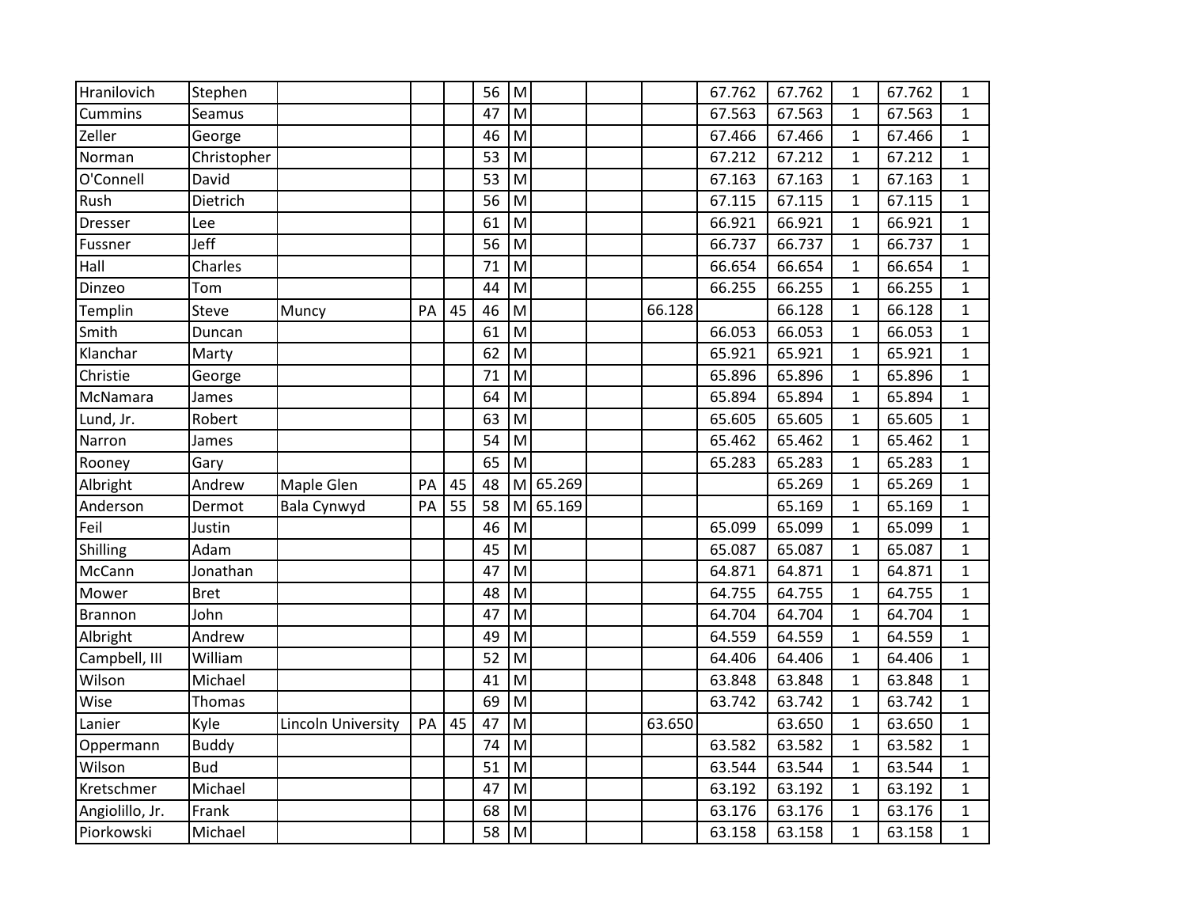| | | | | | | | | | | | | | | |
|---|---|---|---|---|---|---|---|---|---|---|---|---|---|---|
| Hranilovich | Stephen | | | | 56 | M | | | | 67.762 | 67.762 | 1 | 67.762 | 1 |
| Cummins | Seamus | | | | 47 | M | | | | 67.563 | 67.563 | 1 | 67.563 | 1 |
| Zeller | George | | | | 46 | M | | | | 67.466 | 67.466 | 1 | 67.466 | 1 |
| Norman | Christopher | | | | 53 | M | | | | 67.212 | 67.212 | 1 | 67.212 | 1 |
| O'Connell | David | | | | 53 | M | | | | 67.163 | 67.163 | 1 | 67.163 | 1 |
| Rush | Dietrich | | | | 56 | M | | | | 67.115 | 67.115 | 1 | 67.115 | 1 |
| Dresser | Lee | | | | 61 | M | | | | 66.921 | 66.921 | 1 | 66.921 | 1 |
| Fussner | Jeff | | | | 56 | M | | | | 66.737 | 66.737 | 1 | 66.737 | 1 |
| Hall | Charles | | | | 71 | M | | | | 66.654 | 66.654 | 1 | 66.654 | 1 |
| Dinzeo | Tom | | | | 44 | M | | | | 66.255 | 66.255 | 1 | 66.255 | 1 |
| Templin | Steve | Muncy | PA | 45 | 46 | M | | | 66.128 | | 66.128 | 1 | 66.128 | 1 |
| Smith | Duncan | | | | 61 | M | | | | 66.053 | 66.053 | 1 | 66.053 | 1 |
| Klanchar | Marty | | | | 62 | M | | | | 65.921 | 65.921 | 1 | 65.921 | 1 |
| Christie | George | | | | 71 | M | | | | 65.896 | 65.896 | 1 | 65.896 | 1 |
| McNamara | James | | | | 64 | M | | | | 65.894 | 65.894 | 1 | 65.894 | 1 |
| Lund, Jr. | Robert | | | | 63 | M | | | | 65.605 | 65.605 | 1 | 65.605 | 1 |
| Narron | James | | | | 54 | M | | | | 65.462 | 65.462 | 1 | 65.462 | 1 |
| Rooney | Gary | | | | 65 | M | | | | 65.283 | 65.283 | 1 | 65.283 | 1 |
| Albright | Andrew | Maple Glen | PA | 45 | 48 | M | 65.269 | | | | 65.269 | 1 | 65.269 | 1 |
| Anderson | Dermot | Bala Cynwyd | PA | 55 | 58 | M | 65.169 | | | | 65.169 | 1 | 65.169 | 1 |
| Feil | Justin | | | | 46 | M | | | | 65.099 | 65.099 | 1 | 65.099 | 1 |
| Shilling | Adam | | | | 45 | M | | | | 65.087 | 65.087 | 1 | 65.087 | 1 |
| McCann | Jonathan | | | | 47 | M | | | | 64.871 | 64.871 | 1 | 64.871 | 1 |
| Mower | Bret | | | | 48 | M | | | | 64.755 | 64.755 | 1 | 64.755 | 1 |
| Brannon | John | | | | 47 | M | | | | 64.704 | 64.704 | 1 | 64.704 | 1 |
| Albright | Andrew | | | | 49 | M | | | | 64.559 | 64.559 | 1 | 64.559 | 1 |
| Campbell, III | William | | | | 52 | M | | | | 64.406 | 64.406 | 1 | 64.406 | 1 |
| Wilson | Michael | | | | 41 | M | | | | 63.848 | 63.848 | 1 | 63.848 | 1 |
| Wise | Thomas | | | | 69 | M | | | | 63.742 | 63.742 | 1 | 63.742 | 1 |
| Lanier | Kyle | Lincoln University | PA | 45 | 47 | M | | | 63.650 | | 63.650 | 1 | 63.650 | 1 |
| Oppermann | Buddy | | | | 74 | M | | | | 63.582 | 63.582 | 1 | 63.582 | 1 |
| Wilson | Bud | | | | 51 | M | | | | 63.544 | 63.544 | 1 | 63.544 | 1 |
| Kretschmer | Michael | | | | 47 | M | | | | 63.192 | 63.192 | 1 | 63.192 | 1 |
| Angiolillo, Jr. | Frank | | | | 68 | M | | | | 63.176 | 63.176 | 1 | 63.176 | 1 |
| Piorkowski | Michael | | | | 58 | M | | | | 63.158 | 63.158 | 1 | 63.158 | 1 |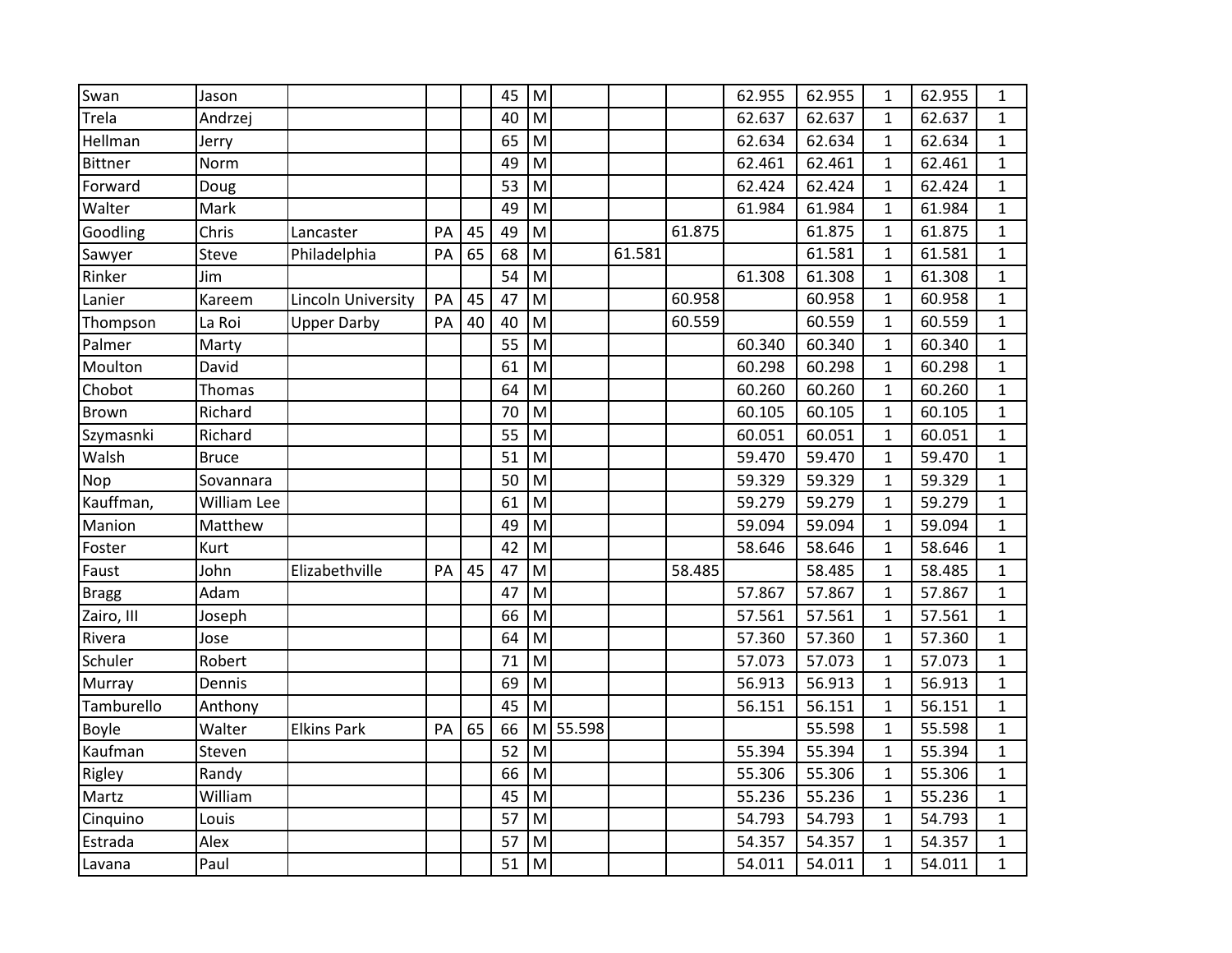| | | | | | | | | | | | | | | |
|---|---|---|---|---|---|---|---|---|---|---|---|---|---|---|
| Swan | Jason | | | | 45 | M | | | | 62.955 | 62.955 | 1 | 62.955 | 1 |
| Trela | Andrzej | | | | 40 | M | | | | 62.637 | 62.637 | 1 | 62.637 | 1 |
| Hellman | Jerry | | | | 65 | M | | | | 62.634 | 62.634 | 1 | 62.634 | 1 |
| Bittner | Norm | | | | 49 | M | | | | 62.461 | 62.461 | 1 | 62.461 | 1 |
| Forward | Doug | | | | 53 | M | | | | 62.424 | 62.424 | 1 | 62.424 | 1 |
| Walter | Mark | | | | 49 | M | | | | 61.984 | 61.984 | 1 | 61.984 | 1 |
| Goodling | Chris | Lancaster | PA | 45 | 49 | M | | | 61.875 | | 61.875 | 1 | 61.875 | 1 |
| Sawyer | Steve | Philadelphia | PA | 65 | 68 | M | | 61.581 | | | 61.581 | 1 | 61.581 | 1 |
| Rinker | Jim | | | | 54 | M | | | | 61.308 | 61.308 | 1 | 61.308 | 1 |
| Lanier | Kareem | Lincoln University | PA | 45 | 47 | M | | | 60.958 | | 60.958 | 1 | 60.958 | 1 |
| Thompson | La Roi | Upper Darby | PA | 40 | 40 | M | | | 60.559 | | 60.559 | 1 | 60.559 | 1 |
| Palmer | Marty | | | | 55 | M | | | | 60.340 | 60.340 | 1 | 60.340 | 1 |
| Moulton | David | | | | 61 | M | | | | 60.298 | 60.298 | 1 | 60.298 | 1 |
| Chobot | Thomas | | | | 64 | M | | | | 60.260 | 60.260 | 1 | 60.260 | 1 |
| Brown | Richard | | | | 70 | M | | | | 60.105 | 60.105 | 1 | 60.105 | 1 |
| Szymasnki | Richard | | | | 55 | M | | | | 60.051 | 60.051 | 1 | 60.051 | 1 |
| Walsh | Bruce | | | | 51 | M | | | | 59.470 | 59.470 | 1 | 59.470 | 1 |
| Nop | Sovannara | | | | 50 | M | | | | 59.329 | 59.329 | 1 | 59.329 | 1 |
| Kauffman, | William Lee | | | | 61 | M | | | | 59.279 | 59.279 | 1 | 59.279 | 1 |
| Manion | Matthew | | | | 49 | M | | | | 59.094 | 59.094 | 1 | 59.094 | 1 |
| Foster | Kurt | | | | 42 | M | | | | 58.646 | 58.646 | 1 | 58.646 | 1 |
| Faust | John | Elizabethville | PA | 45 | 47 | M | | | 58.485 | | 58.485 | 1 | 58.485 | 1 |
| Bragg | Adam | | | | 47 | M | | | | 57.867 | 57.867 | 1 | 57.867 | 1 |
| Zairo, III | Joseph | | | | 66 | M | | | | 57.561 | 57.561 | 1 | 57.561 | 1 |
| Rivera | Jose | | | | 64 | M | | | | 57.360 | 57.360 | 1 | 57.360 | 1 |
| Schuler | Robert | | | | 71 | M | | | | 57.073 | 57.073 | 1 | 57.073 | 1 |
| Murray | Dennis | | | | 69 | M | | | | 56.913 | 56.913 | 1 | 56.913 | 1 |
| Tamburello | Anthony | | | | 45 | M | | | | 56.151 | 56.151 | 1 | 56.151 | 1 |
| Boyle | Walter | Elkins Park | PA | 65 | 66 | M | 55.598 | | | | 55.598 | 1 | 55.598 | 1 |
| Kaufman | Steven | | | | 52 | M | | | | 55.394 | 55.394 | 1 | 55.394 | 1 |
| Rigley | Randy | | | | 66 | M | | | | 55.306 | 55.306 | 1 | 55.306 | 1 |
| Martz | William | | | | 45 | M | | | | 55.236 | 55.236 | 1 | 55.236 | 1 |
| Cinquino | Louis | | | | 57 | M | | | | 54.793 | 54.793 | 1 | 54.793 | 1 |
| Estrada | Alex | | | | 57 | M | | | | 54.357 | 54.357 | 1 | 54.357 | 1 |
| Lavana | Paul | | | | 51 | M | | | | 54.011 | 54.011 | 1 | 54.011 | 1 |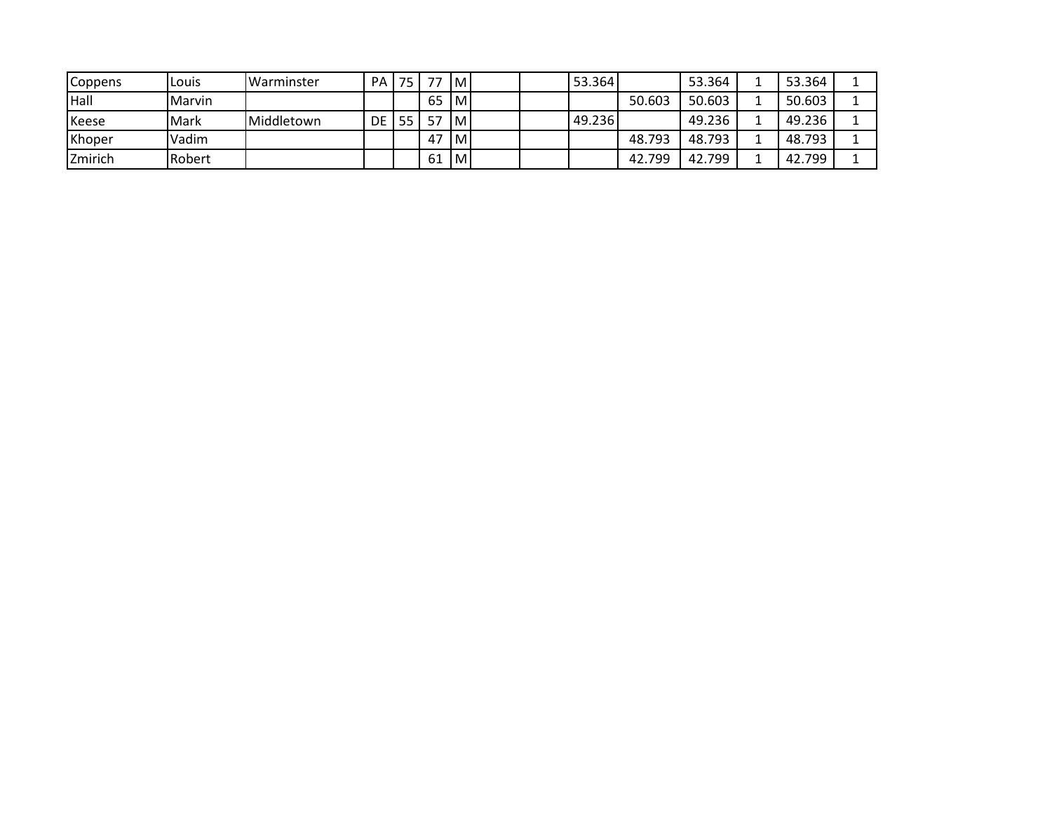| | | | | | | | | | | | | | | | |
|---|---|---|---|---|---|---|---|---|---|---|---|---|---|---|---|
| Coppens | Louis | Warminster | PA | 75 | 77 | M | | | 53.364 | | 53.364 | 1 | 53.364 | 1 |
| Hall | Marvin | | | | 65 | M | | | | 50.603 | 50.603 | 1 | 50.603 | 1 |
| Keese | Mark | Middletown | DE | 55 | 57 | M | | | 49.236 | | 49.236 | 1 | 49.236 | 1 |
| Khoper | Vadim | | | | 47 | M | | | | 48.793 | 48.793 | 1 | 48.793 | 1 |
| Zmirich | Robert | | | | 61 | M | | | | 42.799 | 42.799 | 1 | 42.799 | 1 |